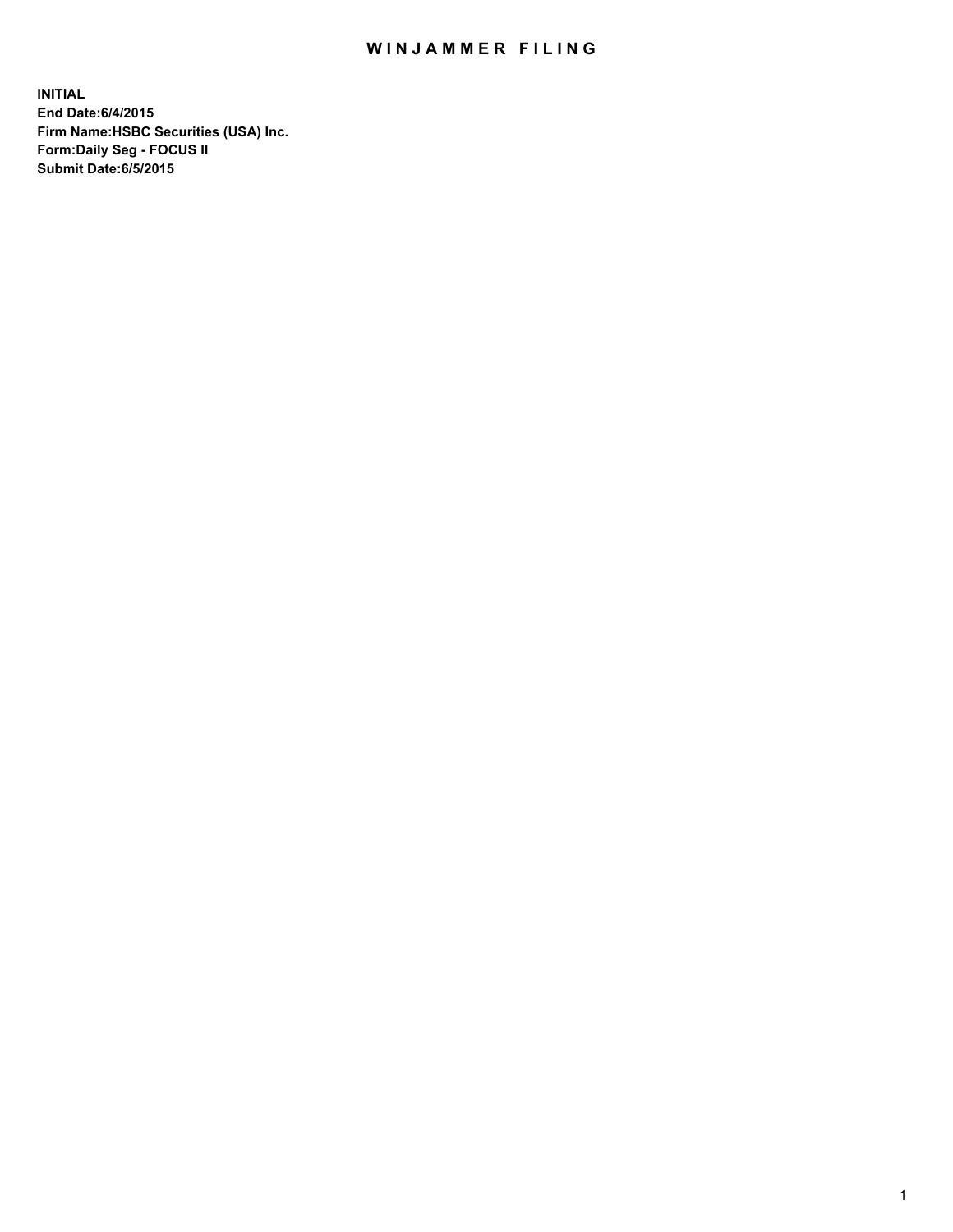# WINJAMMER FILING

**INITIAL**
**End Date:6/4/2015**
**Firm Name:HSBC Securities (USA) Inc.**
**Form:Daily Seg - FOCUS II**
**Submit Date:6/5/2015**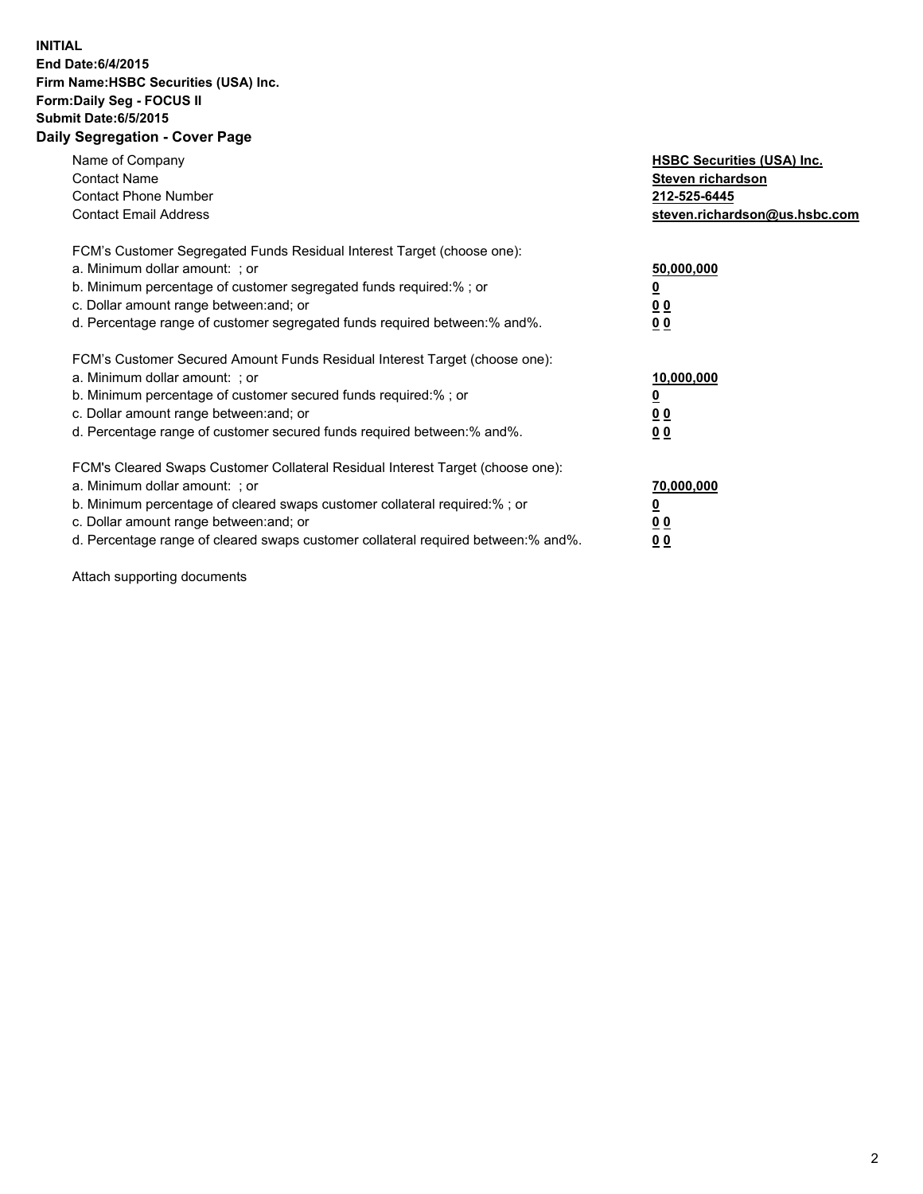**INITIAL**
**End Date:6/4/2015**
**Firm Name:HSBC Securities (USA) Inc.**
**Form:Daily Seg - FOCUS II**
**Submit Date:6/5/2015**

## Daily Segregation - Cover Page

| | |
|---|---|
| Name of Company | **HSBC Securities (USA) Inc.** |
| Contact Name | **Steven richardson** |
| Contact Phone Number | **212-525-6445** |
| Contact Email Address | **steven.richardson@us.hsbc.com** |

| | |
|---|---|
| FCM's Customer Segregated Funds Residual Interest Target (choose one): | |
| a. Minimum dollar amount: ; or | **50,000,000** |
| b. Minimum percentage of customer segregated funds required:% ; or | **0** |
| c. Dollar amount range between:and; or | **0 0** |
| d. Percentage range of customer segregated funds required between:% and%. | **0 0** |

| | |
|---|---|
| FCM's Customer Secured Amount Funds Residual Interest Target (choose one): | |
| a. Minimum dollar amount: ; or | **10,000,000** |
| b. Minimum percentage of customer secured funds required:% ; or | **0** |
| c. Dollar amount range between:and; or | **0 0** |
| d. Percentage range of customer secured funds required between:% and%. | **0 0** |

| | |
|---|---|
| FCM's Cleared Swaps Customer Collateral Residual Interest Target (choose one): | |
| a. Minimum dollar amount: ; or | **70,000,000** |
| b. Minimum percentage of cleared swaps customer collateral required:% ; or | **0** |
| c. Dollar amount range between:and; or | **0 0** |
| d. Percentage range of cleared swaps customer collateral required between:% and%. | **0 0** |

Attach supporting documents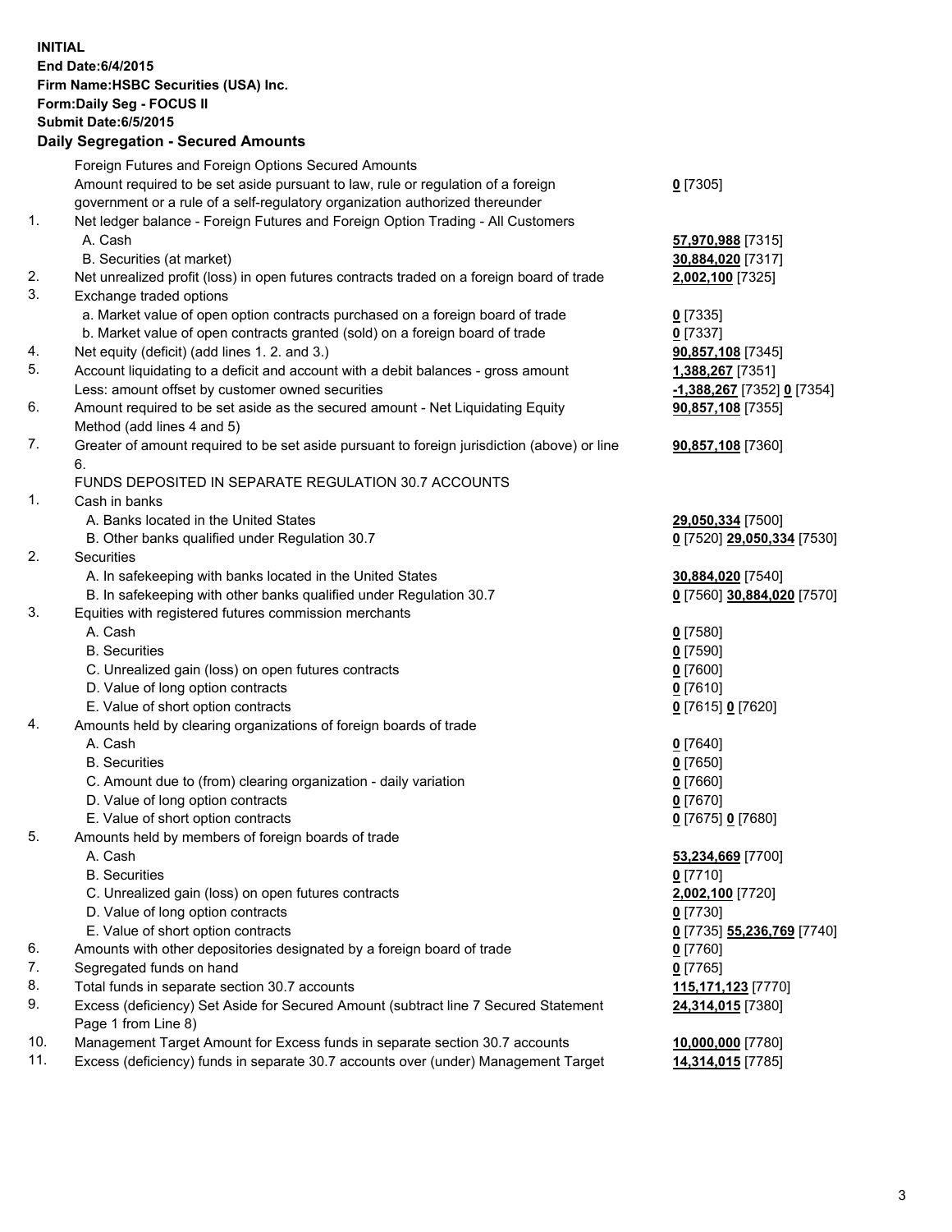**INITIAL**
**End Date:6/4/2015**
**Firm Name:HSBC Securities (USA) Inc.**
**Form:Daily Seg - FOCUS II**
**Submit Date:6/5/2015**

## Daily Segregation - Secured Amounts

| | | |
|---|---|---|
| | Foreign Futures and Foreign Options Secured Amounts | |
| | Amount required to be set aside pursuant to law, rule or regulation of a foreign government or a rule of a self-regulatory organization authorized thereunder | **0** [7305] |
| 1. | Net ledger balance - Foreign Futures and Foreign Option Trading - All Customers | |
| | A. Cash | **57,970,988** [7315] |
| | B. Securities (at market) | **30,884,020** [7317] |
| 2. | Net unrealized profit (loss) in open futures contracts traded on a foreign board of trade | **2,002,100** [7325] |
| 3. | Exchange traded options | |
| | a. Market value of open option contracts purchased on a foreign board of trade | **0** [7335] |
| | b. Market value of open contracts granted (sold) on a foreign board of trade | **0** [7337] |
| 4. | Net equity (deficit) (add lines 1. 2. and 3.) | **90,857,108** [7345] |
| 5. | Account liquidating to a deficit and account with a debit balances - gross amount | **1,388,267** [7351] |
| | Less: amount offset by customer owned securities | **-1,388,267** [7352] **0** [7354] |
| 6. | Amount required to be set aside as the secured amount - Net Liquidating Equity Method (add lines 4 and 5) | **90,857,108** [7355] |
| 7. | Greater of amount required to be set aside pursuant to foreign jurisdiction (above) or line 6. | **90,857,108** [7360] |
| | FUNDS DEPOSITED IN SEPARATE REGULATION 30.7 ACCOUNTS | |
| 1. | Cash in banks | |
| | A. Banks located in the United States | **29,050,334** [7500] |
| | B. Other banks qualified under Regulation 30.7 | **0** [7520] **29,050,334** [7530] |
| 2. | Securities | |
| | A. In safekeeping with banks located in the United States | **30,884,020** [7540] |
| | B. In safekeeping with other banks qualified under Regulation 30.7 | **0** [7560] **30,884,020** [7570] |
| 3. | Equities with registered futures commission merchants | |
| | A. Cash | **0** [7580] |
| | B. Securities | **0** [7590] |
| | C. Unrealized gain (loss) on open futures contracts | **0** [7600] |
| | D. Value of long option contracts | **0** [7610] |
| | E. Value of short option contracts | **0** [7615] **0** [7620] |
| 4. | Amounts held by clearing organizations of foreign boards of trade | |
| | A. Cash | **0** [7640] |
| | B. Securities | **0** [7650] |
| | C. Amount due to (from) clearing organization - daily variation | **0** [7660] |
| | D. Value of long option contracts | **0** [7670] |
| | E. Value of short option contracts | **0** [7675] **0** [7680] |
| 5. | Amounts held by members of foreign boards of trade | |
| | A. Cash | **53,234,669** [7700] |
| | B. Securities | **0** [7710] |
| | C. Unrealized gain (loss) on open futures contracts | **2,002,100** [7720] |
| | D. Value of long option contracts | **0** [7730] |
| | E. Value of short option contracts | **0** [7735] **55,236,769** [7740] |
| 6. | Amounts with other depositories designated by a foreign board of trade | **0** [7760] |
| 7. | Segregated funds on hand | **0** [7765] |
| 8. | Total funds in separate section 30.7 accounts | **115,171,123** [7770] |
| 9. | Excess (deficiency) Set Aside for Secured Amount (subtract line 7 Secured Statement Page 1 from Line 8) | **24,314,015** [7380] |
| 10. | Management Target Amount for Excess funds in separate section 30.7 accounts | **10,000,000** [7780] |
| 11. | Excess (deficiency) funds in separate 30.7 accounts over (under) Management Target | **14,314,015** [7785] |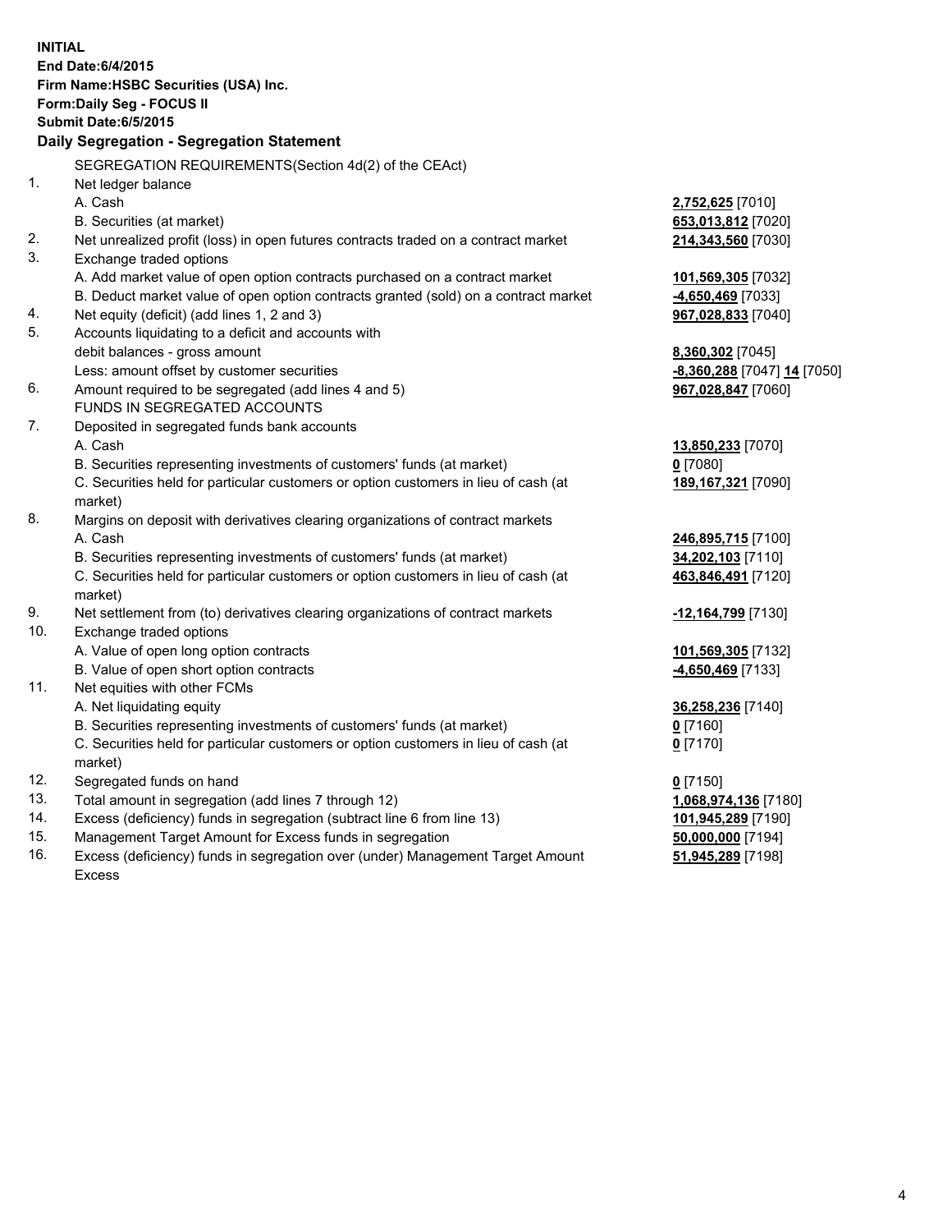**INITIAL**
**End Date:6/4/2015**
**Firm Name:HSBC Securities (USA) Inc.**
**Form:Daily Seg - FOCUS II**
**Submit Date:6/5/2015**

## Daily Segregation - Segregation Statement

SEGREGATION REQUIREMENTS(Section 4d(2) of the CEAct)

| | | |
|---|---|---|
| 1. | Net ledger balance | |
| | A. Cash | **2,752,625** [7010] |
| | B. Securities (at market) | **653,013,812** [7020] |
| 2. | Net unrealized profit (loss) in open futures contracts traded on a contract market | **214,343,560** [7030] |
| 3. | Exchange traded options | |
| | A. Add market value of open option contracts purchased on a contract market | **101,569,305** [7032] |
| | B. Deduct market value of open option contracts granted (sold) on a contract market | **-4,650,469** [7033] |
| 4. | Net equity (deficit) (add lines 1, 2 and 3) | **967,028,833** [7040] |
| 5. | Accounts liquidating to a deficit and accounts with | |
| | debit balances - gross amount | **8,360,302** [7045] |
| | Less: amount offset by customer securities | **-8,360,288** [7047] **14** [7050] |
| 6. | Amount required to be segregated (add lines 4 and 5) | **967,028,847** [7060] |
| | FUNDS IN SEGREGATED ACCOUNTS | |
| 7. | Deposited in segregated funds bank accounts | |
| | A. Cash | **13,850,233** [7070] |
| | B. Securities representing investments of customers' funds (at market) | **0** [7080] |
| | C. Securities held for particular customers or option customers in lieu of cash (at market) | **189,167,321** [7090] |
| 8. | Margins on deposit with derivatives clearing organizations of contract markets | |
| | A. Cash | **246,895,715** [7100] |
| | B. Securities representing investments of customers' funds (at market) | **34,202,103** [7110] |
| | C. Securities held for particular customers or option customers in lieu of cash (at market) | **463,846,491** [7120] |
| 9. | Net settlement from (to) derivatives clearing organizations of contract markets | **-12,164,799** [7130] |
| 10. | Exchange traded options | |
| | A. Value of open long option contracts | **101,569,305** [7132] |
| | B. Value of open short option contracts | **-4,650,469** [7133] |
| 11. | Net equities with other FCMs | |
| | A. Net liquidating equity | **36,258,236** [7140] |
| | B. Securities representing investments of customers' funds (at market) | **0** [7160] |
| | C. Securities held for particular customers or option customers in lieu of cash (at market) | **0** [7170] |
| 12. | Segregated funds on hand | **0** [7150] |
| 13. | Total amount in segregation (add lines 7 through 12) | **1,068,974,136** [7180] |
| 14. | Excess (deficiency) funds in segregation (subtract line 6 from line 13) | **101,945,289** [7190] |
| 15. | Management Target Amount for Excess funds in segregation | **50,000,000** [7194] |
| 16. | Excess (deficiency) funds in segregation over (under) Management Target Amount Excess | **51,945,289** [7198] |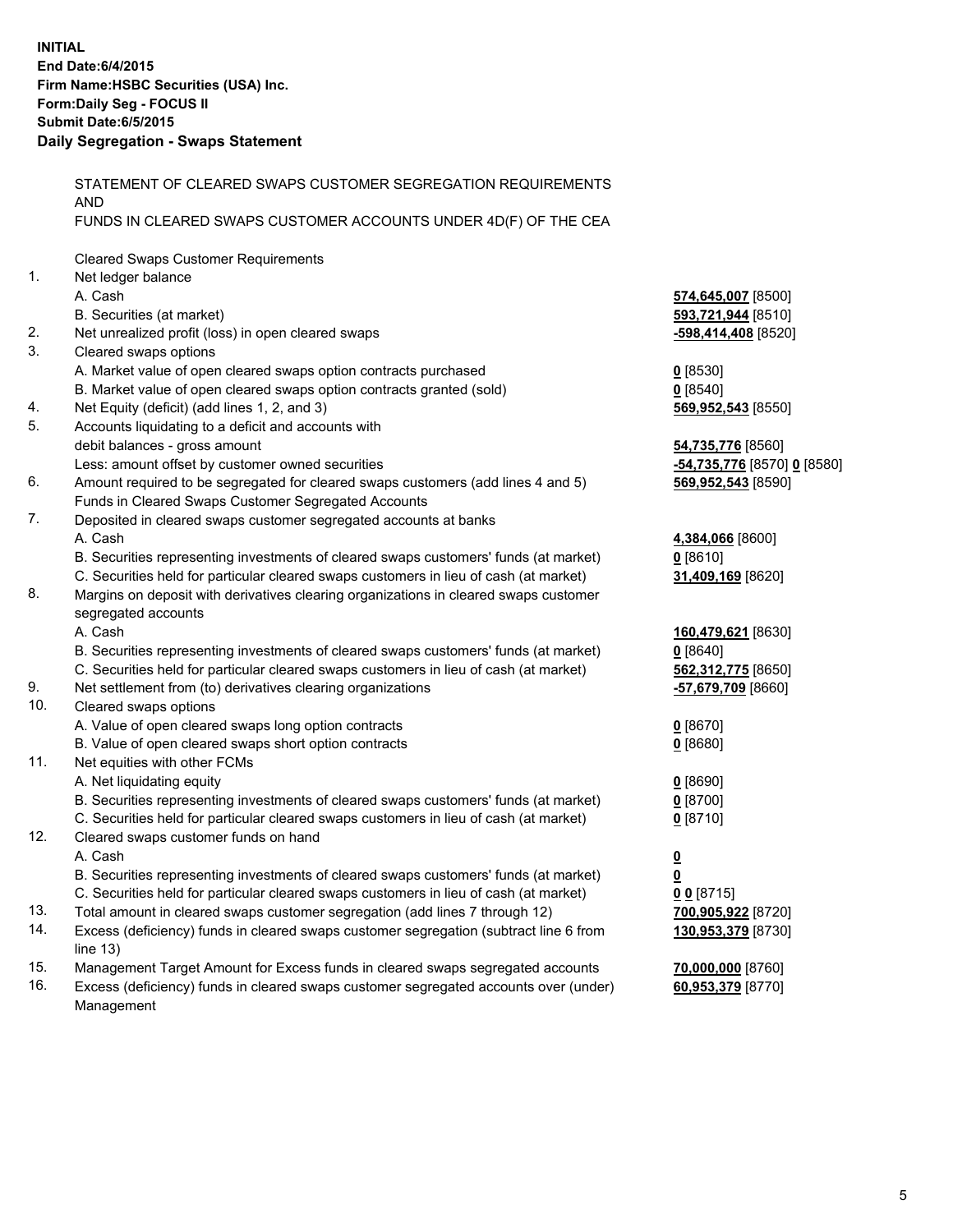**INITIAL**
**End Date:6/4/2015**
**Firm Name:HSBC Securities (USA) Inc.**
**Form:Daily Seg - FOCUS II**
**Submit Date:6/5/2015**
**Daily Segregation - Swaps Statement**

STATEMENT OF CLEARED SWAPS CUSTOMER SEGREGATION REQUIREMENTS AND FUNDS IN CLEARED SWAPS CUSTOMER ACCOUNTS UNDER 4D(F) OF THE CEA

| | | |
|---|---|---|
| | Cleared Swaps Customer Requirements | |
| 1. | Net ledger balance | |
| | A. Cash | **574,645,007** [8500] |
| | B. Securities (at market) | **593,721,944** [8510] |
| 2. | Net unrealized profit (loss) in open cleared swaps | **-598,414,408** [8520] |
| 3. | Cleared swaps options | |
| | A. Market value of open cleared swaps option contracts purchased | **0** [8530] |
| | B. Market value of open cleared swaps option contracts granted (sold) | **0** [8540] |
| 4. | Net Equity (deficit) (add lines 1, 2, and 3) | **569,952,543** [8550] |
| 5. | Accounts liquidating to a deficit and accounts with debit balances - gross amount | **54,735,776** [8560] |
| | Less: amount offset by customer owned securities | **-54,735,776** [8570] **0** [8580] |
| 6. | Amount required to be segregated for cleared swaps customers (add lines 4 and 5) | **569,952,543** [8590] |
| | Funds in Cleared Swaps Customer Segregated Accounts | |
| 7. | Deposited in cleared swaps customer segregated accounts at banks | |
| | A. Cash | **4,384,066** [8600] |
| | B. Securities representing investments of cleared swaps customers' funds (at market) | **0** [8610] |
| | C. Securities held for particular cleared swaps customers in lieu of cash (at market) | **31,409,169** [8620] |
| 8. | Margins on deposit with derivatives clearing organizations in cleared swaps customer segregated accounts | |
| | A. Cash | **160,479,621** [8630] |
| | B. Securities representing investments of cleared swaps customers' funds (at market) | **0** [8640] |
| | C. Securities held for particular cleared swaps customers in lieu of cash (at market) | **562,312,775** [8650] |
| 9. | Net settlement from (to) derivatives clearing organizations | **-57,679,709** [8660] |
| 10. | Cleared swaps options | |
| | A. Value of open cleared swaps long option contracts | **0** [8670] |
| | B. Value of open cleared swaps short option contracts | **0** [8680] |
| 11. | Net equities with other FCMs | |
| | A. Net liquidating equity | **0** [8690] |
| | B. Securities representing investments of cleared swaps customers' funds (at market) | **0** [8700] |
| | C. Securities held for particular cleared swaps customers in lieu of cash (at market) | **0** [8710] |
| 12. | Cleared swaps customer funds on hand | |
| | A. Cash | **0** |
| | B. Securities representing investments of cleared swaps customers' funds (at market) | **0** |
| | C. Securities held for particular cleared swaps customers in lieu of cash (at market) | **0** **0** [8715] |
| 13. | Total amount in cleared swaps customer segregation (add lines 7 through 12) | **700,905,922** [8720] |
| 14. | Excess (deficiency) funds in cleared swaps customer segregation (subtract line 6 from line 13) | **130,953,379** [8730] |
| 15. | Management Target Amount for Excess funds in cleared swaps segregated accounts | **70,000,000** [8760] |
| 16. | Excess (deficiency) funds in cleared swaps customer segregated accounts over (under) Management | **60,953,379** [8770] |